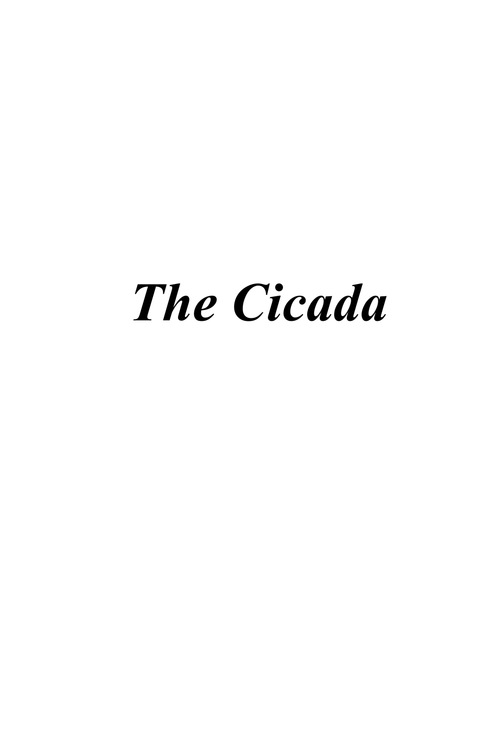# *The Cicada*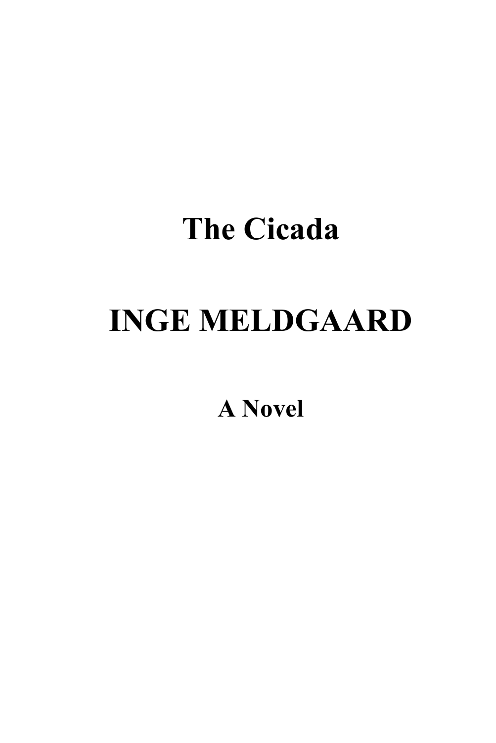# The Cicada

# INGE MELDGAARD

**A Novel**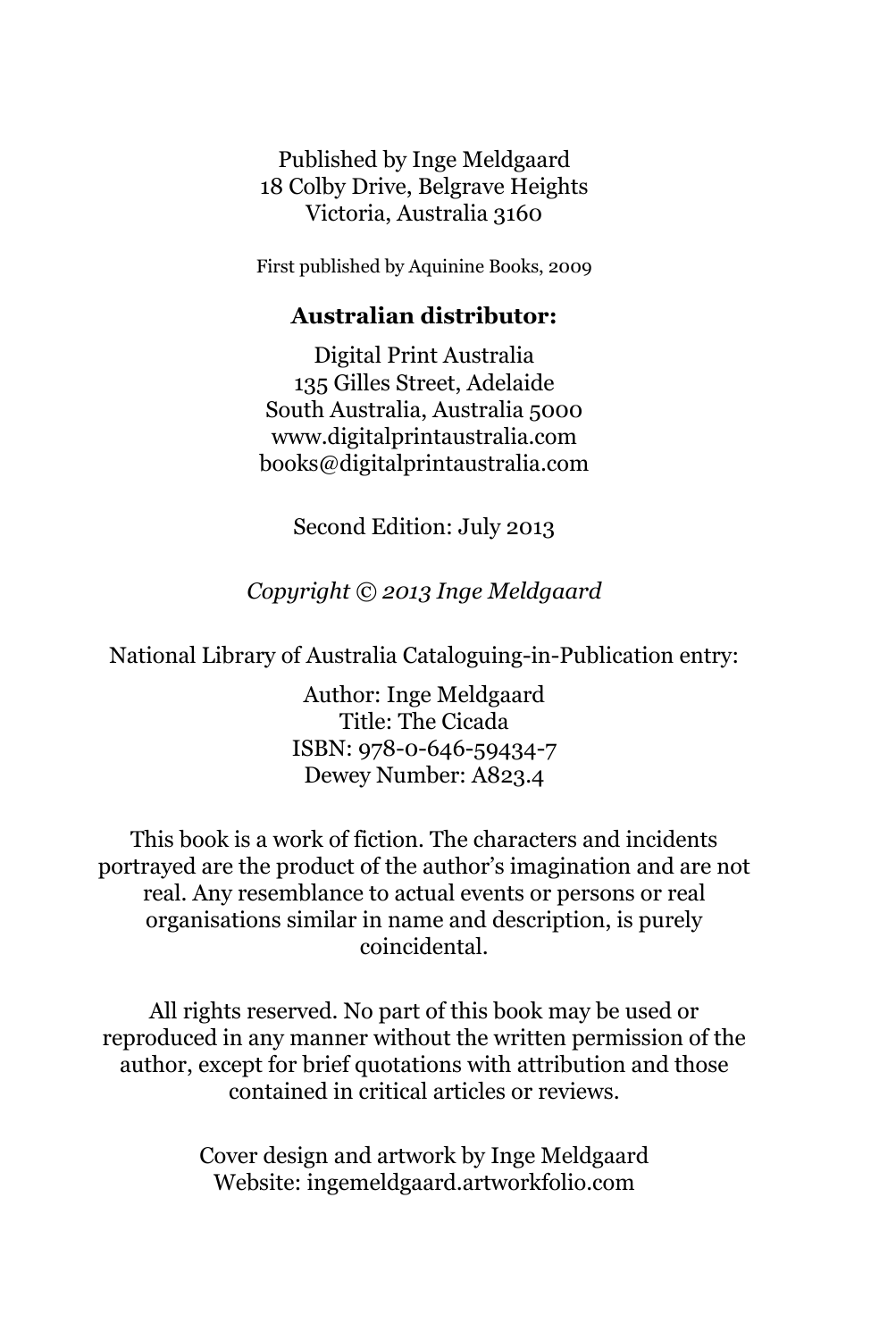Published by Inge Meldgaard
18 Colby Drive, Belgrave Heights
Victoria, Australia 3160

First published by Aquinine Books, 2009

**Australian distributor:**

Digital Print Australia
135 Gilles Street, Adelaide
South Australia, Australia 5000
www.digitalprintaustralia.com
books@digitalprintaustralia.com

Second Edition: July 2013

*Copyright © 2013 Inge Meldgaard*

National Library of Australia Cataloguing-in-Publication entry:

Author: Inge Meldgaard
Title: The Cicada
ISBN: 978-0-646-59434-7
Dewey Number: A823.4

This book is a work of fiction. The characters and incidents portrayed are the product of the author's imagination and are not real. Any resemblance to actual events or persons or real organisations similar in name and description, is purely coincidental.

All rights reserved. No part of this book may be used or reproduced in any manner without the written permission of the author, except for brief quotations with attribution and those contained in critical articles or reviews.

Cover design and artwork by Inge Meldgaard
Website: ingemeldgaard.artworkfolio.com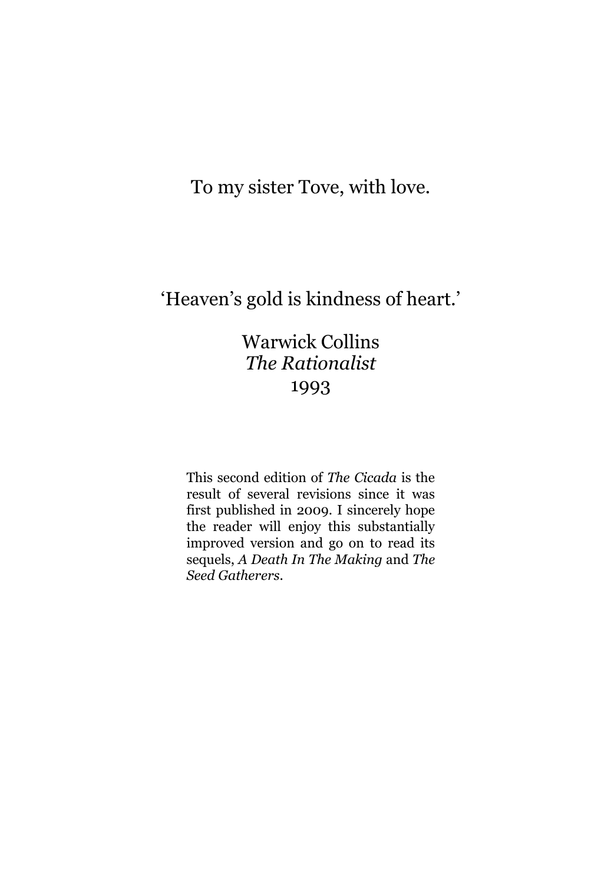To my sister Tove, with love.

'Heaven's gold is kindness of heart.'

Warwick Collins
*The Rationalist*
1993

This second edition of *The Cicada* is the result of several revisions since it was first published in 2009. I sincerely hope the reader will enjoy this substantially improved version and go on to read its sequels, *A Death In The Making* and *The Seed Gatherers*.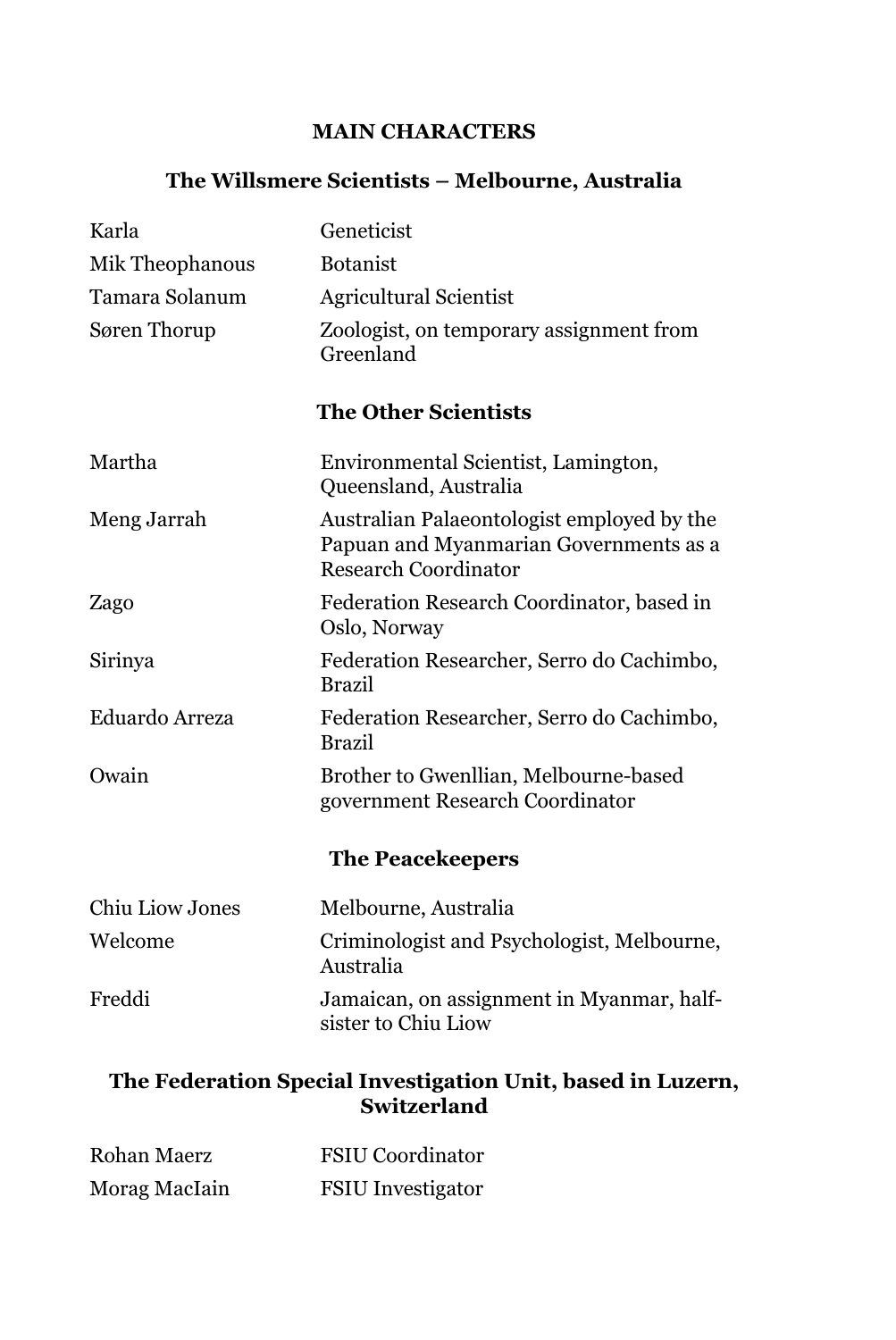# MAIN CHARACTERS

## The Willsmere Scientists – Melbourne, Australia

| | |
|---|---|
| Karla | Geneticist |
| Mik Theophanous | Botanist |
| Tamara Solanum | Agricultural Scientist |
| Søren Thorup | Zoologist, on temporary assignment from Greenland |

## The Other Scientists

| | |
|---|---|
| Martha | Environmental Scientist, Lamington, Queensland, Australia |
| Meng Jarrah | Australian Palaeontologist employed by the Papuan and Myanmarian Governments as a Research Coordinator |
| Zago | Federation Research Coordinator, based in Oslo, Norway |
| Sirinya | Federation Researcher, Serro do Cachimbo, Brazil |
| Eduardo Arreza | Federation Researcher, Serro do Cachimbo, Brazil |
| Owain | Brother to Gwenllian, Melbourne-based government Research Coordinator |

## The Peacekeepers

| | |
|---|---|
| Chiu Liow Jones | Melbourne, Australia |
| Welcome | Criminologist and Psychologist, Melbourne, Australia |
| Freddi | Jamaican, on assignment in Myanmar, half-sister to Chiu Liow |

## The Federation Special Investigation Unit, based in Luzern, Switzerland

| | |
|---|---|
| Rohan Maerz | FSIU Coordinator |
| Morag MacIain | FSIU Investigator |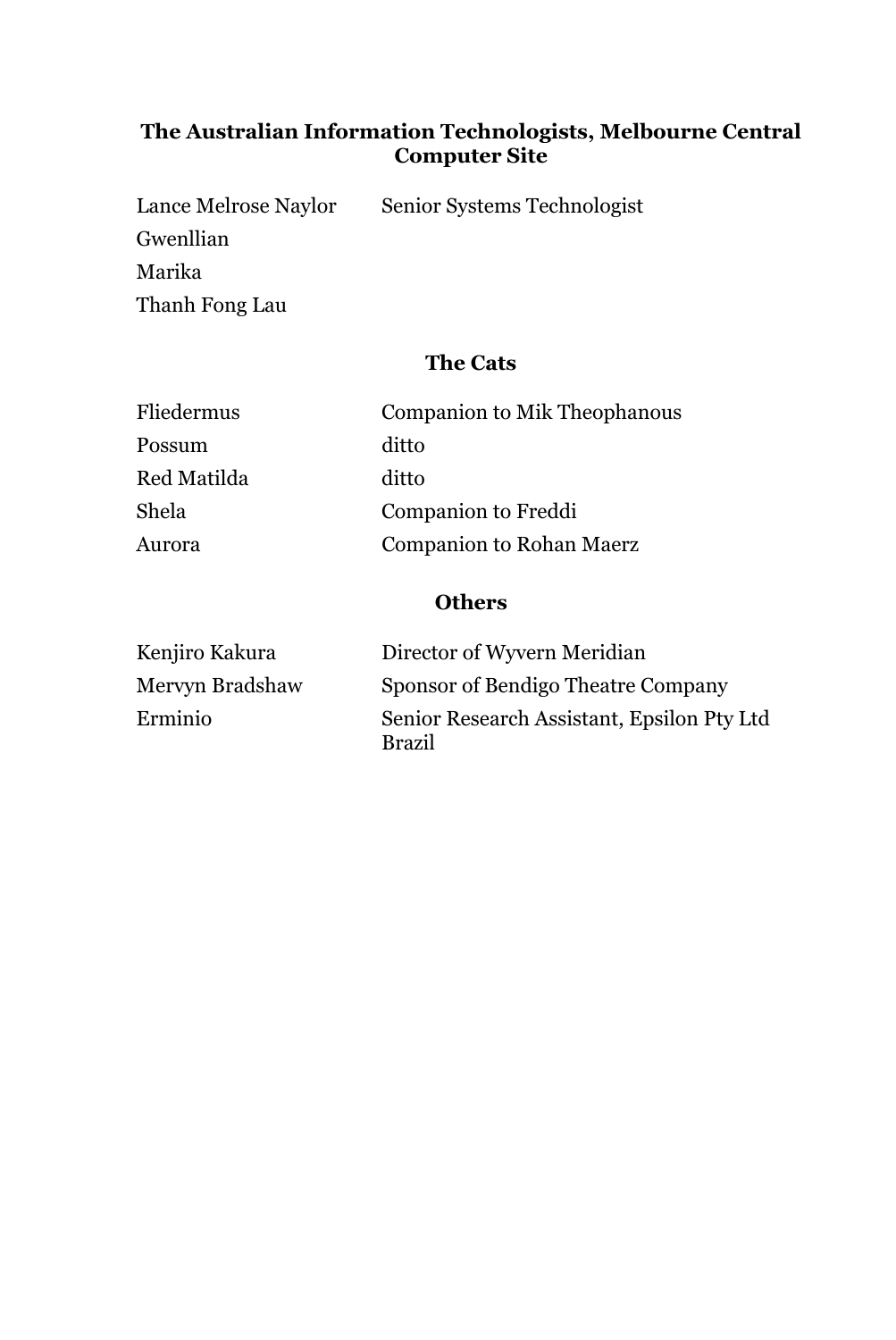### The Australian Information Technologists, Melbourne Central Computer Site

| | |
|---|---|
| Lance Melrose Naylor | Senior Systems Technologist |
| Gwenllian | |
| Marika | |
| Thanh Fong Lau | |

### The Cats

| | |
|---|---|
| Fliedermus | Companion to Mik Theophanous |
| Possum | ditto |
| Red Matilda | ditto |
| Shela | Companion to Freddi |
| Aurora | Companion to Rohan Maerz |

### Others

| | |
|---|---|
| Kenjiro Kakura | Director of Wyvern Meridian |
| Mervyn Bradshaw | Sponsor of Bendigo Theatre Company |
| Erminio | Senior Research Assistant, Epsilon Pty Ltd Brazil |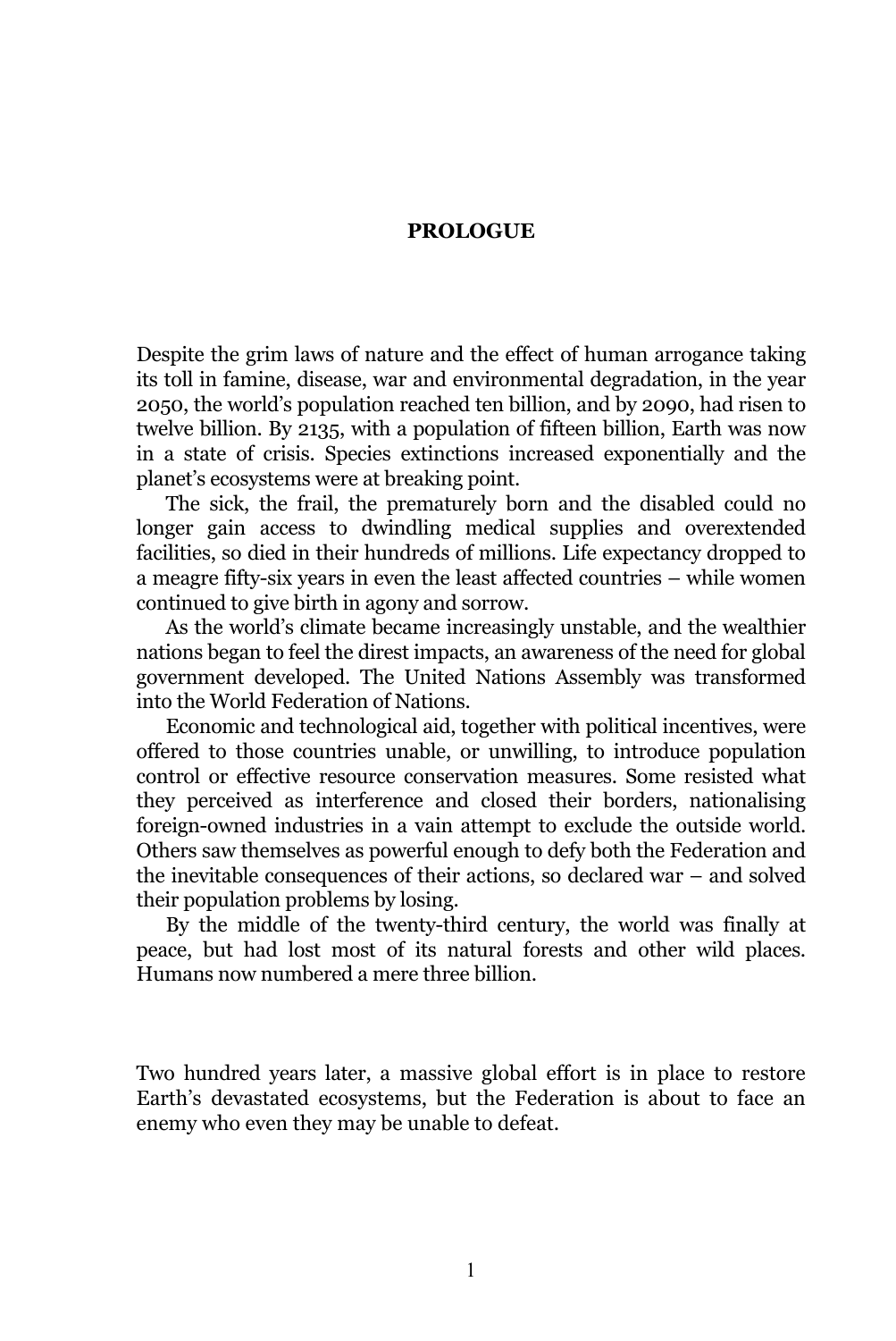# PROLOGUE

Despite the grim laws of nature and the effect of human arrogance taking its toll in famine, disease, war and environmental degradation, in the year 2050, the world's population reached ten billion, and by 2090, had risen to twelve billion. By 2135, with a population of fifteen billion, Earth was now in a state of crisis. Species extinctions increased exponentially and the planet's ecosystems were at breaking point.

The sick, the frail, the prematurely born and the disabled could no longer gain access to dwindling medical supplies and overextended facilities, so died in their hundreds of millions. Life expectancy dropped to a meagre fifty-six years in even the least affected countries – while women continued to give birth in agony and sorrow.

As the world's climate became increasingly unstable, and the wealthier nations began to feel the direst impacts, an awareness of the need for global government developed. The United Nations Assembly was transformed into the World Federation of Nations.

Economic and technological aid, together with political incentives, were offered to those countries unable, or unwilling, to introduce population control or effective resource conservation measures. Some resisted what they perceived as interference and closed their borders, nationalising foreign-owned industries in a vain attempt to exclude the outside world. Others saw themselves as powerful enough to defy both the Federation and the inevitable consequences of their actions, so declared war – and solved their population problems by losing.

By the middle of the twenty-third century, the world was finally at peace, but had lost most of its natural forests and other wild places. Humans now numbered a mere three billion.

Two hundred years later, a massive global effort is in place to restore Earth's devastated ecosystems, but the Federation is about to face an enemy who even they may be unable to defeat.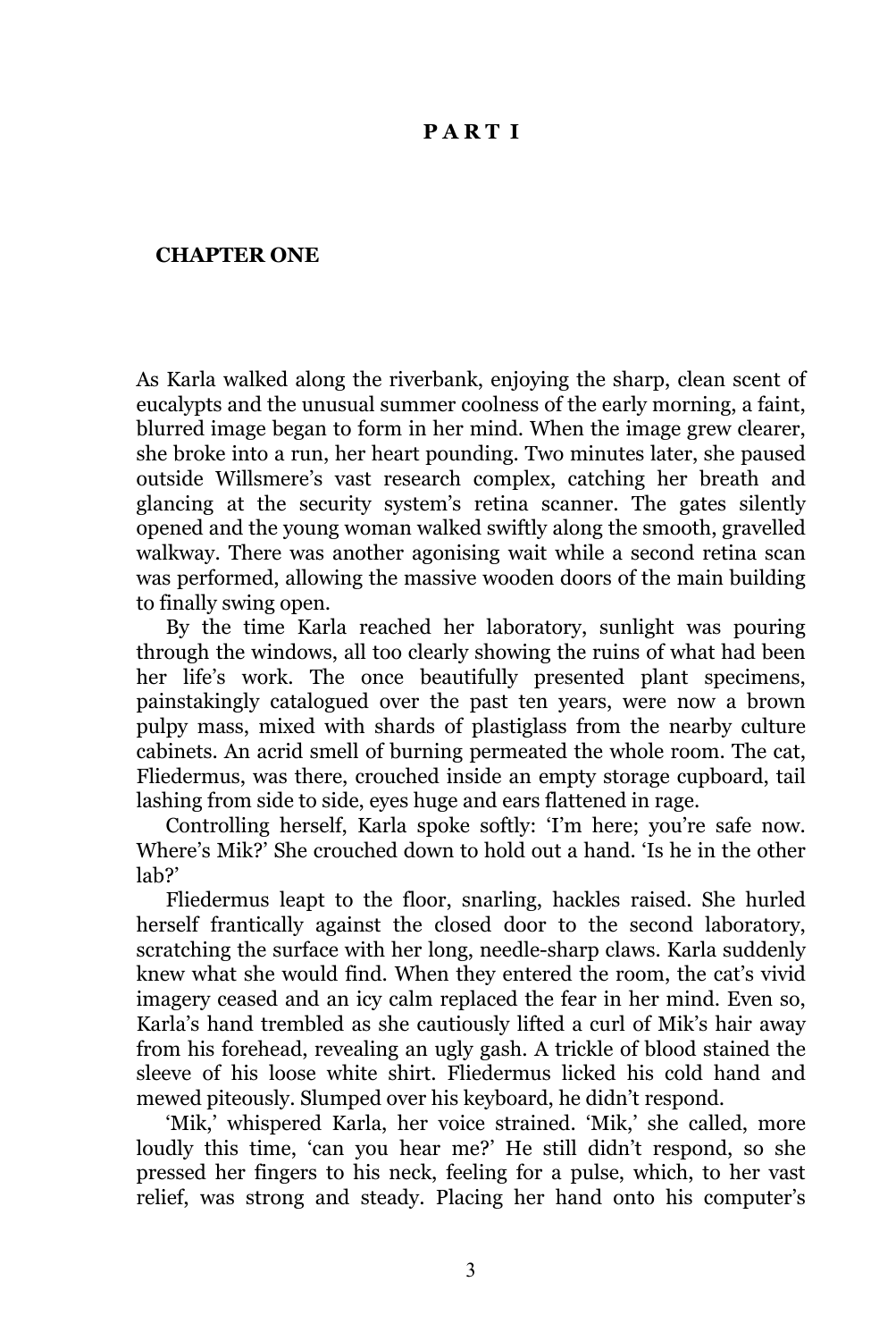# PART I

## CHAPTER ONE

As Karla walked along the riverbank, enjoying the sharp, clean scent of eucalypts and the unusual summer coolness of the early morning, a faint, blurred image began to form in her mind. When the image grew clearer, she broke into a run, her heart pounding. Two minutes later, she paused outside Willsmere's vast research complex, catching her breath and glancing at the security system's retina scanner. The gates silently opened and the young woman walked swiftly along the smooth, gravelled walkway. There was another agonising wait while a second retina scan was performed, allowing the massive wooden doors of the main building to finally swing open.

By the time Karla reached her laboratory, sunlight was pouring through the windows, all too clearly showing the ruins of what had been her life's work. The once beautifully presented plant specimens, painstakingly catalogued over the past ten years, were now a brown pulpy mass, mixed with shards of plastiglass from the nearby culture cabinets. An acrid smell of burning permeated the whole room. The cat, Fliedermus, was there, crouched inside an empty storage cupboard, tail lashing from side to side, eyes huge and ears flattened in rage.

Controlling herself, Karla spoke softly: 'I'm here; you're safe now. Where's Mik?' She crouched down to hold out a hand. 'Is he in the other lab?'

Fliedermus leapt to the floor, snarling, hackles raised. She hurled herself frantically against the closed door to the second laboratory, scratching the surface with her long, needle-sharp claws. Karla suddenly knew what she would find. When they entered the room, the cat's vivid imagery ceased and an icy calm replaced the fear in her mind. Even so, Karla's hand trembled as she cautiously lifted a curl of Mik's hair away from his forehead, revealing an ugly gash. A trickle of blood stained the sleeve of his loose white shirt. Fliedermus licked his cold hand and mewed piteously. Slumped over his keyboard, he didn't respond.

'Mik,' whispered Karla, her voice strained. 'Mik,' she called, more loudly this time, 'can you hear me?' He still didn't respond, so she pressed her fingers to his neck, feeling for a pulse, which, to her vast relief, was strong and steady. Placing her hand onto his computer's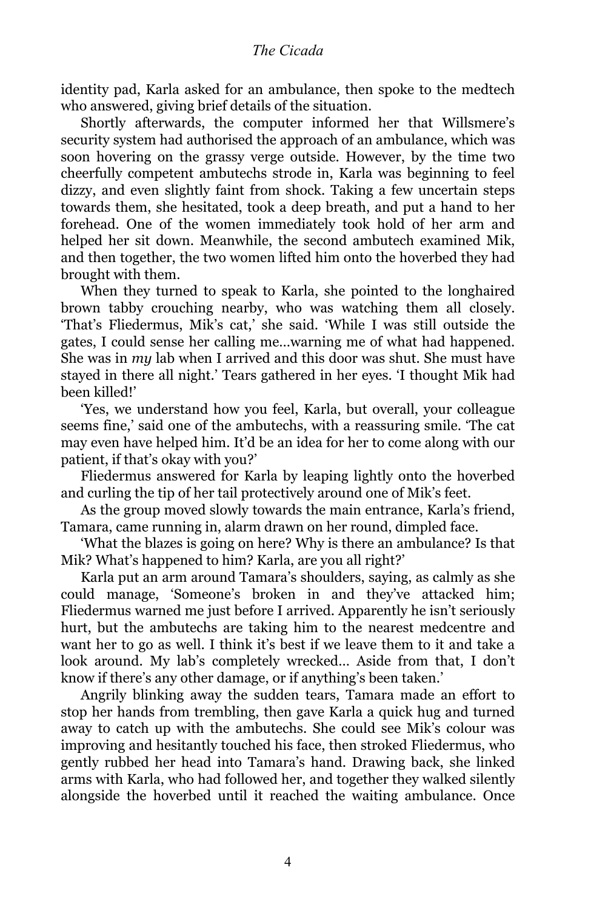identity pad, Karla asked for an ambulance, then spoke to the medtech who answered, giving brief details of the situation.

Shortly afterwards, the computer informed her that Willsmere's security system had authorised the approach of an ambulance, which was soon hovering on the grassy verge outside. However, by the time two cheerfully competent ambutechs strode in, Karla was beginning to feel dizzy, and even slightly faint from shock. Taking a few uncertain steps towards them, she hesitated, took a deep breath, and put a hand to her forehead. One of the women immediately took hold of her arm and helped her sit down. Meanwhile, the second ambutech examined Mik, and then together, the two women lifted him onto the hoverbed they had brought with them.

When they turned to speak to Karla, she pointed to the longhaired brown tabby crouching nearby, who was watching them all closely. 'That's Fliedermus, Mik's cat,' she said. 'While I was still outside the gates, I could sense her calling me…warning me of what had happened. She was in *my* lab when I arrived and this door was shut. She must have stayed in there all night.' Tears gathered in her eyes. 'I thought Mik had been killed!'

'Yes, we understand how you feel, Karla, but overall, your colleague seems fine,' said one of the ambutechs, with a reassuring smile. 'The cat may even have helped him. It'd be an idea for her to come along with our patient, if that's okay with you?'

Fliedermus answered for Karla by leaping lightly onto the hoverbed and curling the tip of her tail protectively around one of Mik's feet.

As the group moved slowly towards the main entrance, Karla's friend, Tamara, came running in, alarm drawn on her round, dimpled face.

'What the blazes is going on here? Why is there an ambulance? Is that Mik? What's happened to him? Karla, are you all right?'

Karla put an arm around Tamara's shoulders, saying, as calmly as she could manage, 'Someone's broken in and they've attacked him; Fliedermus warned me just before I arrived. Apparently he isn't seriously hurt, but the ambutechs are taking him to the nearest medcentre and want her to go as well. I think it's best if we leave them to it and take a look around. My lab's completely wrecked… Aside from that, I don't know if there's any other damage, or if anything's been taken.'

Angrily blinking away the sudden tears, Tamara made an effort to stop her hands from trembling, then gave Karla a quick hug and turned away to catch up with the ambutechs. She could see Mik's colour was improving and hesitantly touched his face, then stroked Fliedermus, who gently rubbed her head into Tamara's hand. Drawing back, she linked arms with Karla, who had followed her, and together they walked silently alongside the hoverbed until it reached the waiting ambulance. Once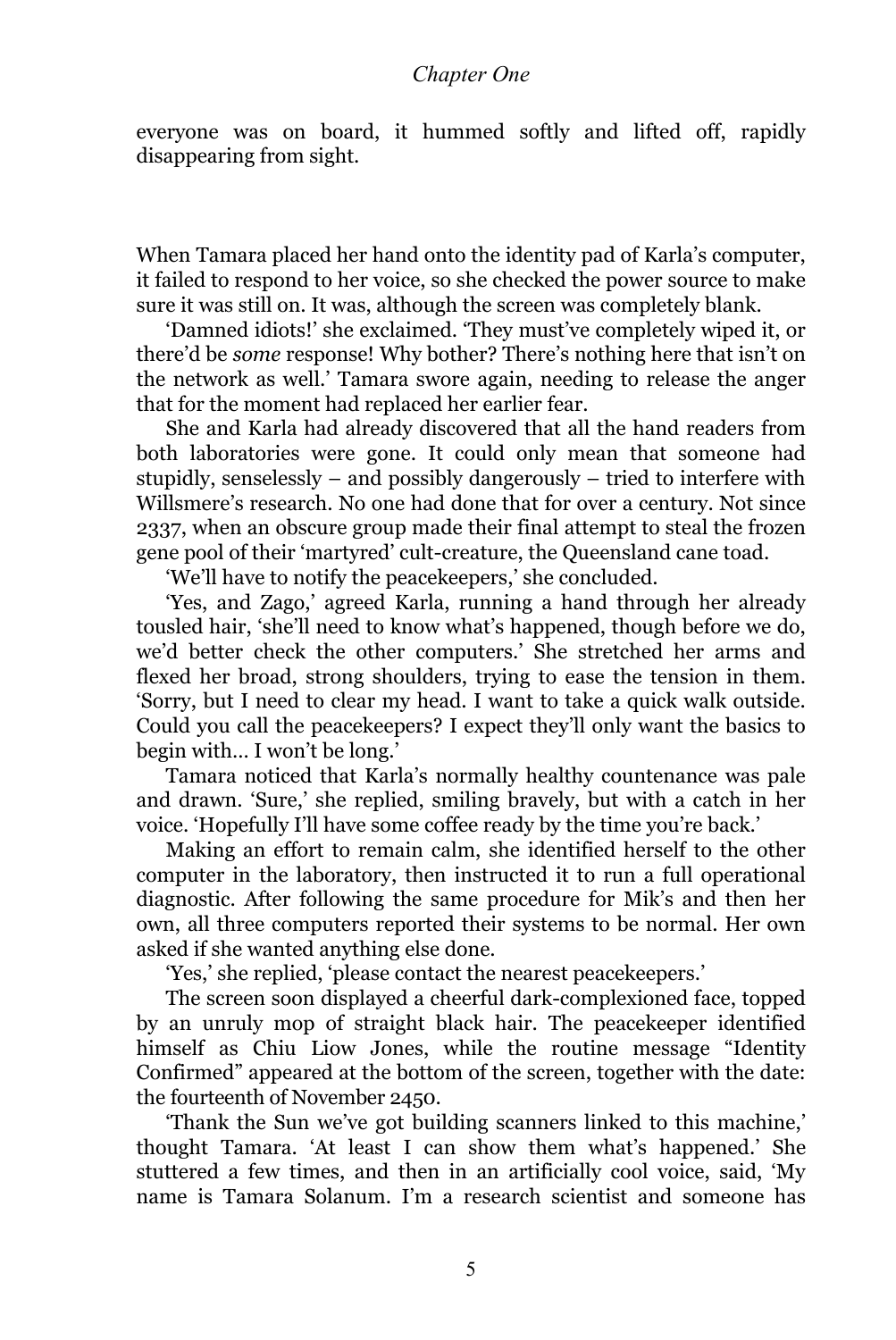everyone was on board, it hummed softly and lifted off, rapidly disappearing from sight.

When Tamara placed her hand onto the identity pad of Karla's computer, it failed to respond to her voice, so she checked the power source to make sure it was still on. It was, although the screen was completely blank.

'Damned idiots!' she exclaimed. 'They must've completely wiped it, or there'd be *some* response! Why bother? There's nothing here that isn't on the network as well.' Tamara swore again, needing to release the anger that for the moment had replaced her earlier fear.

She and Karla had already discovered that all the hand readers from both laboratories were gone. It could only mean that someone had stupidly, senselessly – and possibly dangerously – tried to interfere with Willsmere's research. No one had done that for over a century. Not since 2337, when an obscure group made their final attempt to steal the frozen gene pool of their 'martyred' cult-creature, the Queensland cane toad.

'We'll have to notify the peacekeepers,' she concluded.

'Yes, and Zago,' agreed Karla, running a hand through her already tousled hair, 'she'll need to know what's happened, though before we do, we'd better check the other computers.' She stretched her arms and flexed her broad, strong shoulders, trying to ease the tension in them. 'Sorry, but I need to clear my head. I want to take a quick walk outside. Could you call the peacekeepers? I expect they'll only want the basics to begin with… I won't be long.'

Tamara noticed that Karla's normally healthy countenance was pale and drawn. 'Sure,' she replied, smiling bravely, but with a catch in her voice. 'Hopefully I'll have some coffee ready by the time you're back.'

Making an effort to remain calm, she identified herself to the other computer in the laboratory, then instructed it to run a full operational diagnostic. After following the same procedure for Mik's and then her own, all three computers reported their systems to be normal. Her own asked if she wanted anything else done.

'Yes,' she replied, 'please contact the nearest peacekeepers.'

The screen soon displayed a cheerful dark-complexioned face, topped by an unruly mop of straight black hair. The peacekeeper identified himself as Chiu Liow Jones, while the routine message "Identity Confirmed" appeared at the bottom of the screen, together with the date: the fourteenth of November 2450.

'Thank the Sun we've got building scanners linked to this machine,' thought Tamara. 'At least I can show them what's happened.' She stuttered a few times, and then in an artificially cool voice, said, 'My name is Tamara Solanum. I'm a research scientist and someone has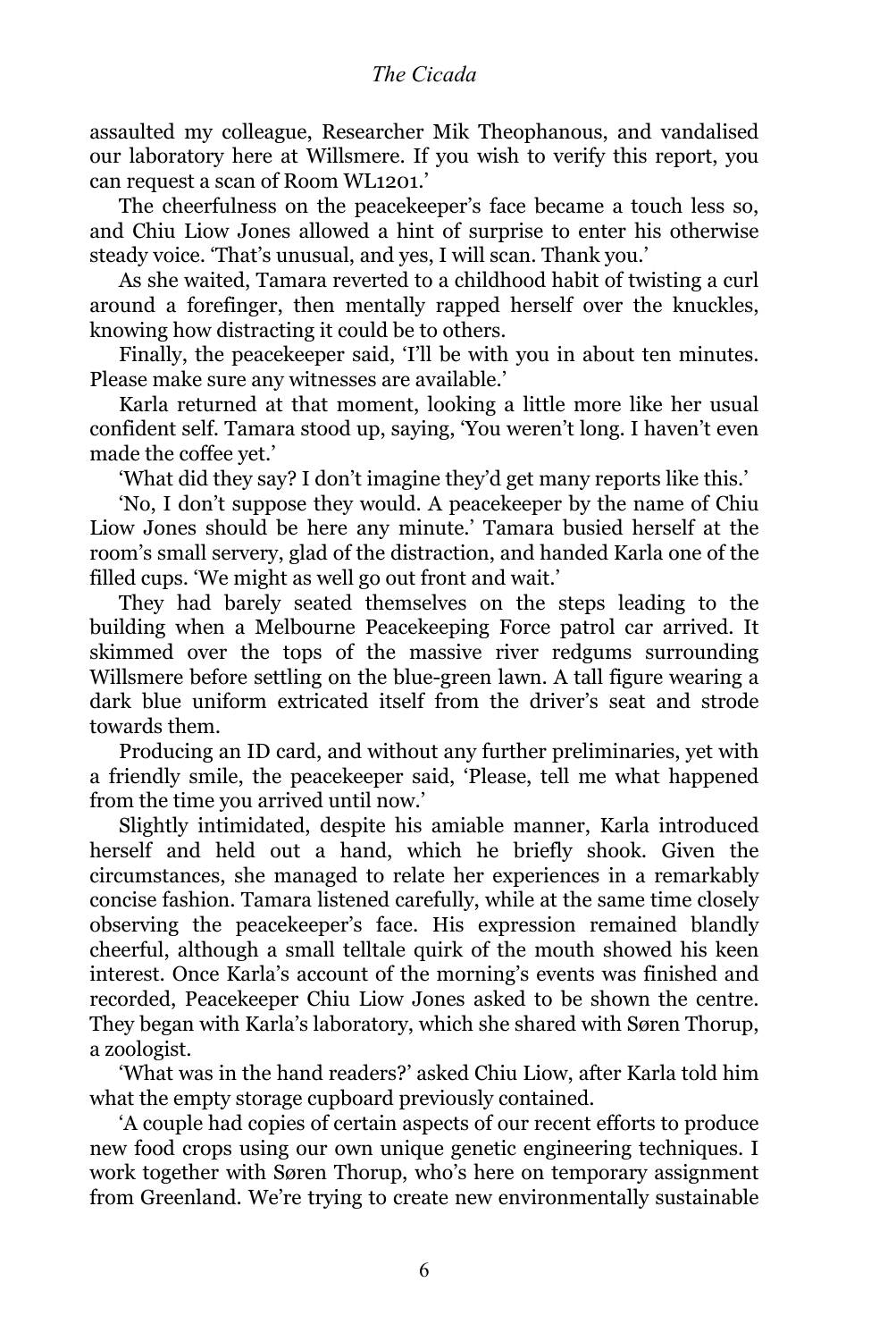assaulted my colleague, Researcher Mik Theophanous, and vandalised our laboratory here at Willsmere. If you wish to verify this report, you can request a scan of Room WL1201.'

The cheerfulness on the peacekeeper's face became a touch less so, and Chiu Liow Jones allowed a hint of surprise to enter his otherwise steady voice. 'That's unusual, and yes, I will scan. Thank you.'

As she waited, Tamara reverted to a childhood habit of twisting a curl around a forefinger, then mentally rapped herself over the knuckles, knowing how distracting it could be to others.

Finally, the peacekeeper said, 'I'll be with you in about ten minutes. Please make sure any witnesses are available.'

Karla returned at that moment, looking a little more like her usual confident self. Tamara stood up, saying, 'You weren't long. I haven't even made the coffee yet.'

'What did they say? I don't imagine they'd get many reports like this.'

'No, I don't suppose they would. A peacekeeper by the name of Chiu Liow Jones should be here any minute.' Tamara busied herself at the room's small servery, glad of the distraction, and handed Karla one of the filled cups. 'We might as well go out front and wait.'

They had barely seated themselves on the steps leading to the building when a Melbourne Peacekeeping Force patrol car arrived. It skimmed over the tops of the massive river redgums surrounding Willsmere before settling on the blue-green lawn. A tall figure wearing a dark blue uniform extricated itself from the driver's seat and strode towards them.

Producing an ID card, and without any further preliminaries, yet with a friendly smile, the peacekeeper said, 'Please, tell me what happened from the time you arrived until now.'

Slightly intimidated, despite his amiable manner, Karla introduced herself and held out a hand, which he briefly shook. Given the circumstances, she managed to relate her experiences in a remarkably concise fashion. Tamara listened carefully, while at the same time closely observing the peacekeeper's face. His expression remained blandly cheerful, although a small telltale quirk of the mouth showed his keen interest. Once Karla's account of the morning's events was finished and recorded, Peacekeeper Chiu Liow Jones asked to be shown the centre. They began with Karla's laboratory, which she shared with Søren Thorup, a zoologist.

'What was in the hand readers?' asked Chiu Liow, after Karla told him what the empty storage cupboard previously contained.

'A couple had copies of certain aspects of our recent efforts to produce new food crops using our own unique genetic engineering techniques. I work together with Søren Thorup, who's here on temporary assignment from Greenland. We're trying to create new environmentally sustainable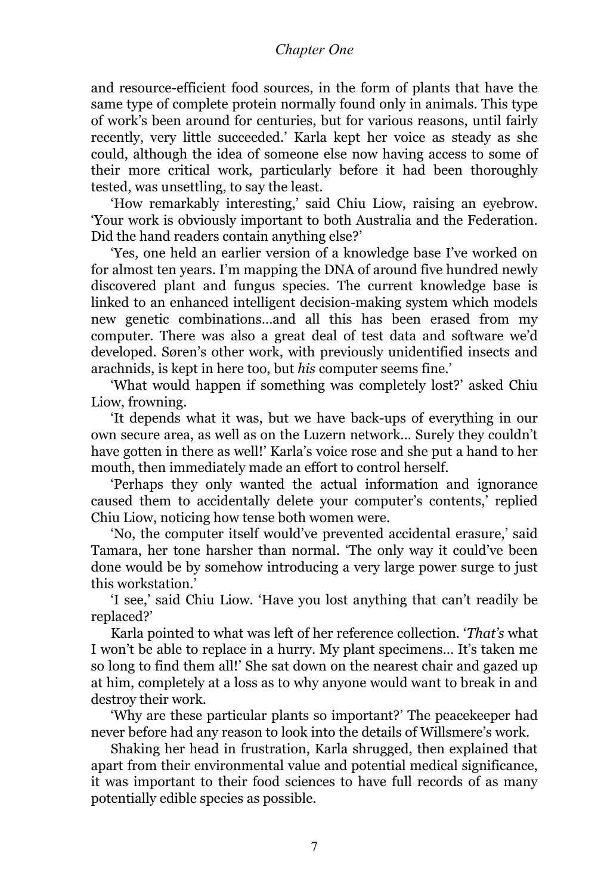and resource-efficient food sources, in the form of plants that have the same type of complete protein normally found only in animals. This type of work's been around for centuries, but for various reasons, until fairly recently, very little succeeded.' Karla kept her voice as steady as she could, although the idea of someone else now having access to some of their more critical work, particularly before it had been thoroughly tested, was unsettling, to say the least.

'How remarkably interesting,' said Chiu Liow, raising an eyebrow. 'Your work is obviously important to both Australia and the Federation. Did the hand readers contain anything else?'

'Yes, one held an earlier version of a knowledge base I've worked on for almost ten years. I'm mapping the DNA of around five hundred newly discovered plant and fungus species. The current knowledge base is linked to an enhanced intelligent decision-making system which models new genetic combinations...and all this has been erased from my computer. There was also a great deal of test data and software we'd developed. Søren's other work, with previously unidentified insects and arachnids, is kept in here too, but *his* computer seems fine.'

'What would happen if something was completely lost?' asked Chiu Liow, frowning.

'It depends what it was, but we have back-ups of everything in our own secure area, as well as on the Luzern network... Surely they couldn't have gotten in there as well!' Karla's voice rose and she put a hand to her mouth, then immediately made an effort to control herself.

'Perhaps they only wanted the actual information and ignorance caused them to accidentally delete your computer's contents,' replied Chiu Liow, noticing how tense both women were.

'No, the computer itself would've prevented accidental erasure,' said Tamara, her tone harsher than normal. 'The only way it could've been done would be by somehow introducing a very large power surge to just this workstation.'

'I see,' said Chiu Liow. 'Have you lost anything that can't readily be replaced?'

Karla pointed to what was left of her reference collection. '*That's* what I won't be able to replace in a hurry. My plant specimens... It's taken me so long to find them all!' She sat down on the nearest chair and gazed up at him, completely at a loss as to why anyone would want to break in and destroy their work.

'Why are these particular plants so important?' The peacekeeper had never before had any reason to look into the details of Willsmere's work.

Shaking her head in frustration, Karla shrugged, then explained that apart from their environmental value and potential medical significance, it was important to their food sciences to have full records of as many potentially edible species as possible.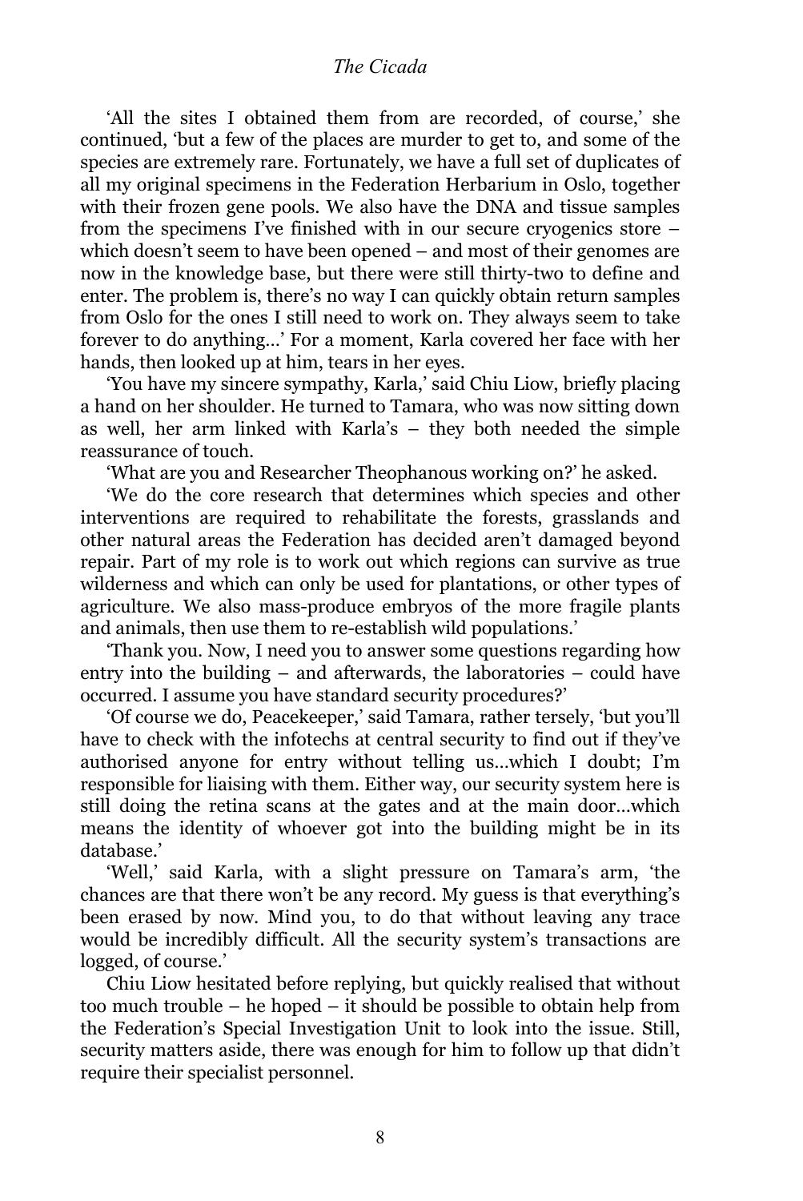'All the sites I obtained them from are recorded, of course,' she continued, 'but a few of the places are murder to get to, and some of the species are extremely rare. Fortunately, we have a full set of duplicates of all my original specimens in the Federation Herbarium in Oslo, together with their frozen gene pools. We also have the DNA and tissue samples from the specimens I've finished with in our secure cryogenics store – which doesn't seem to have been opened – and most of their genomes are now in the knowledge base, but there were still thirty-two to define and enter. The problem is, there's no way I can quickly obtain return samples from Oslo for the ones I still need to work on. They always seem to take forever to do anything...' For a moment, Karla covered her face with her hands, then looked up at him, tears in her eyes.

'You have my sincere sympathy, Karla,' said Chiu Liow, briefly placing a hand on her shoulder. He turned to Tamara, who was now sitting down as well, her arm linked with Karla's – they both needed the simple reassurance of touch.

'What are you and Researcher Theophanous working on?' he asked.

'We do the core research that determines which species and other interventions are required to rehabilitate the forests, grasslands and other natural areas the Federation has decided aren't damaged beyond repair. Part of my role is to work out which regions can survive as true wilderness and which can only be used for plantations, or other types of agriculture. We also mass-produce embryos of the more fragile plants and animals, then use them to re-establish wild populations.'

'Thank you. Now, I need you to answer some questions regarding how entry into the building – and afterwards, the laboratories – could have occurred. I assume you have standard security procedures?'

'Of course we do, Peacekeeper,' said Tamara, rather tersely, 'but you'll have to check with the infotechs at central security to find out if they've authorised anyone for entry without telling us...which I doubt; I'm responsible for liaising with them. Either way, our security system here is still doing the retina scans at the gates and at the main door...which means the identity of whoever got into the building might be in its database.'

'Well,' said Karla, with a slight pressure on Tamara's arm, 'the chances are that there won't be any record. My guess is that everything's been erased by now. Mind you, to do that without leaving any trace would be incredibly difficult. All the security system's transactions are logged, of course.'

Chiu Liow hesitated before replying, but quickly realised that without too much trouble – he hoped – it should be possible to obtain help from the Federation's Special Investigation Unit to look into the issue. Still, security matters aside, there was enough for him to follow up that didn't require their specialist personnel.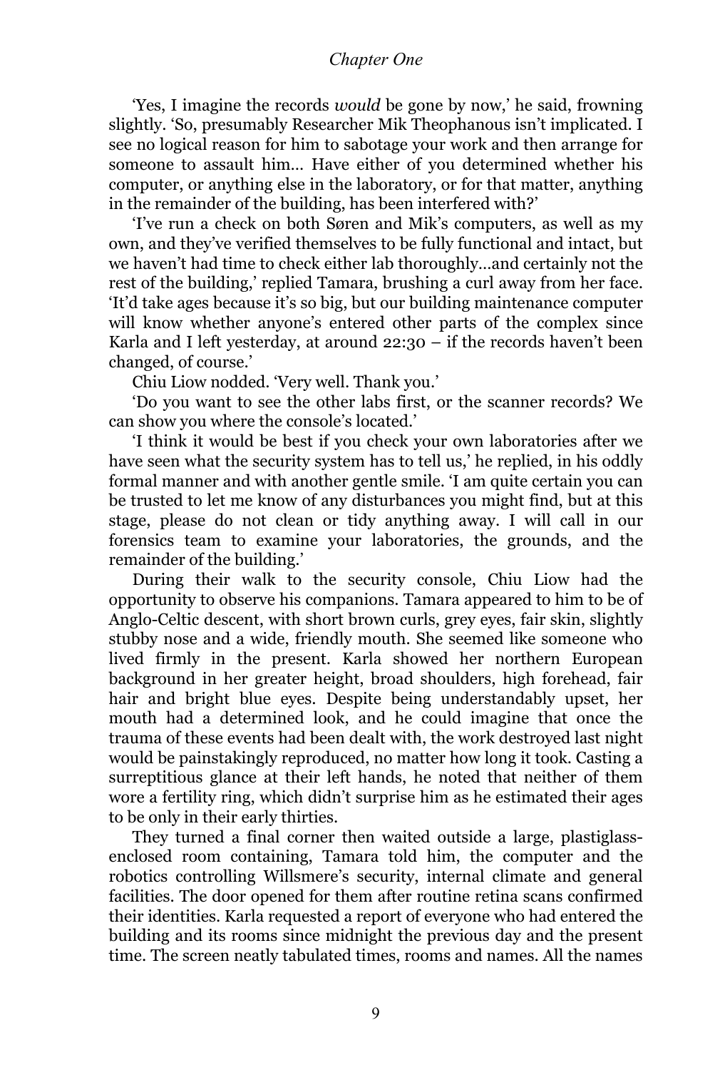'Yes, I imagine the records *would* be gone by now,' he said, frowning slightly. 'So, presumably Researcher Mik Theophanous isn't implicated. I see no logical reason for him to sabotage your work and then arrange for someone to assault him... Have either of you determined whether his computer, or anything else in the laboratory, or for that matter, anything in the remainder of the building, has been interfered with?'

'I've run a check on both Søren and Mik's computers, as well as my own, and they've verified themselves to be fully functional and intact, but we haven't had time to check either lab thoroughly...and certainly not the rest of the building,' replied Tamara, brushing a curl away from her face. 'It'd take ages because it's so big, but our building maintenance computer will know whether anyone's entered other parts of the complex since Karla and I left yesterday, at around 22:30 – if the records haven't been changed, of course.'

Chiu Liow nodded. 'Very well. Thank you.'

'Do you want to see the other labs first, or the scanner records? We can show you where the console's located.'

'I think it would be best if you check your own laboratories after we have seen what the security system has to tell us,' he replied, in his oddly formal manner and with another gentle smile. 'I am quite certain you can be trusted to let me know of any disturbances you might find, but at this stage, please do not clean or tidy anything away. I will call in our forensics team to examine your laboratories, the grounds, and the remainder of the building.'

During their walk to the security console, Chiu Liow had the opportunity to observe his companions. Tamara appeared to him to be of Anglo-Celtic descent, with short brown curls, grey eyes, fair skin, slightly stubby nose and a wide, friendly mouth. She seemed like someone who lived firmly in the present. Karla showed her northern European background in her greater height, broad shoulders, high forehead, fair hair and bright blue eyes. Despite being understandably upset, her mouth had a determined look, and he could imagine that once the trauma of these events had been dealt with, the work destroyed last night would be painstakingly reproduced, no matter how long it took. Casting a surreptitious glance at their left hands, he noted that neither of them wore a fertility ring, which didn't surprise him as he estimated their ages to be only in their early thirties.

They turned a final corner then waited outside a large, plastiglass-enclosed room containing, Tamara told him, the computer and the robotics controlling Willsmere's security, internal climate and general facilities. The door opened for them after routine retina scans confirmed their identities. Karla requested a report of everyone who had entered the building and its rooms since midnight the previous day and the present time. The screen neatly tabulated times, rooms and names. All the names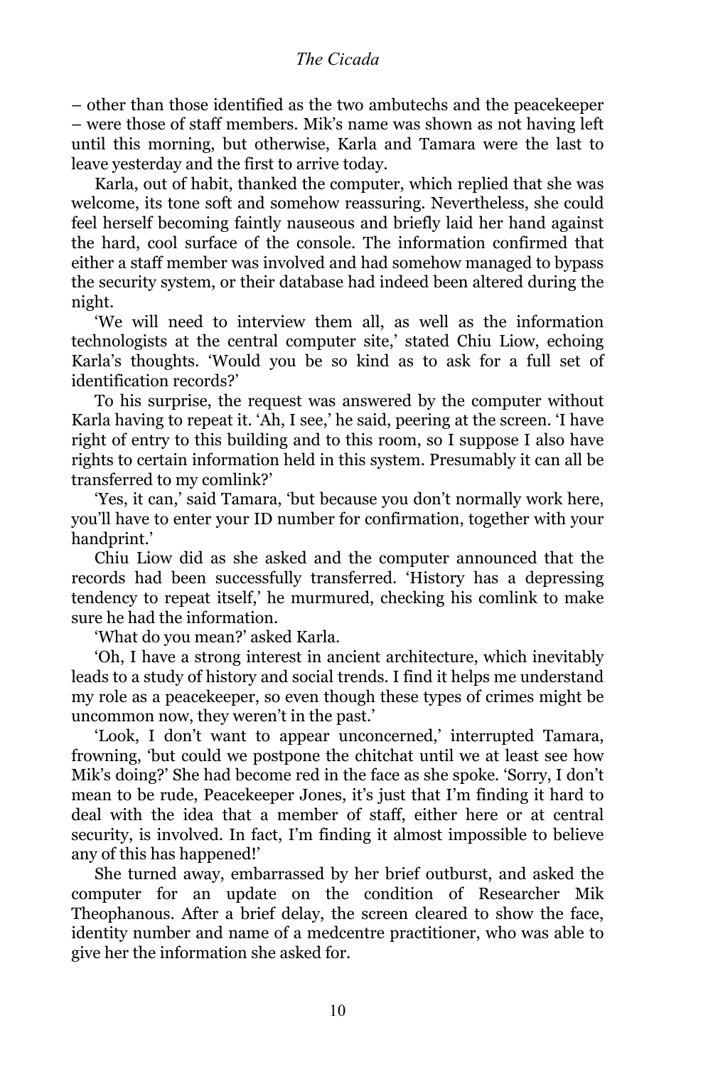– other than those identified as the two ambutechs and the peacekeeper – were those of staff members. Mik's name was shown as not having left until this morning, but otherwise, Karla and Tamara were the last to leave yesterday and the first to arrive today.

Karla, out of habit, thanked the computer, which replied that she was welcome, its tone soft and somehow reassuring. Nevertheless, she could feel herself becoming faintly nauseous and briefly laid her hand against the hard, cool surface of the console. The information confirmed that either a staff member was involved and had somehow managed to bypass the security system, or their database had indeed been altered during the night.

'We will need to interview them all, as well as the information technologists at the central computer site,' stated Chiu Liow, echoing Karla's thoughts. 'Would you be so kind as to ask for a full set of identification records?'

To his surprise, the request was answered by the computer without Karla having to repeat it. 'Ah, I see,' he said, peering at the screen. 'I have right of entry to this building and to this room, so I suppose I also have rights to certain information held in this system. Presumably it can all be transferred to my comlink?'

'Yes, it can,' said Tamara, 'but because you don't normally work here, you'll have to enter your ID number for confirmation, together with your handprint.'

Chiu Liow did as she asked and the computer announced that the records had been successfully transferred. 'History has a depressing tendency to repeat itself,' he murmured, checking his comlink to make sure he had the information.

'What do you mean?' asked Karla.

'Oh, I have a strong interest in ancient architecture, which inevitably leads to a study of history and social trends. I find it helps me understand my role as a peacekeeper, so even though these types of crimes might be uncommon now, they weren't in the past.'

'Look, I don't want to appear unconcerned,' interrupted Tamara, frowning, 'but could we postpone the chitchat until we at least see how Mik's doing?' She had become red in the face as she spoke. 'Sorry, I don't mean to be rude, Peacekeeper Jones, it's just that I'm finding it hard to deal with the idea that a member of staff, either here or at central security, is involved. In fact, I'm finding it almost impossible to believe any of this has happened!'

She turned away, embarrassed by her brief outburst, and asked the computer for an update on the condition of Researcher Mik Theophanous. After a brief delay, the screen cleared to show the face, identity number and name of a medcentre practitioner, who was able to give her the information she asked for.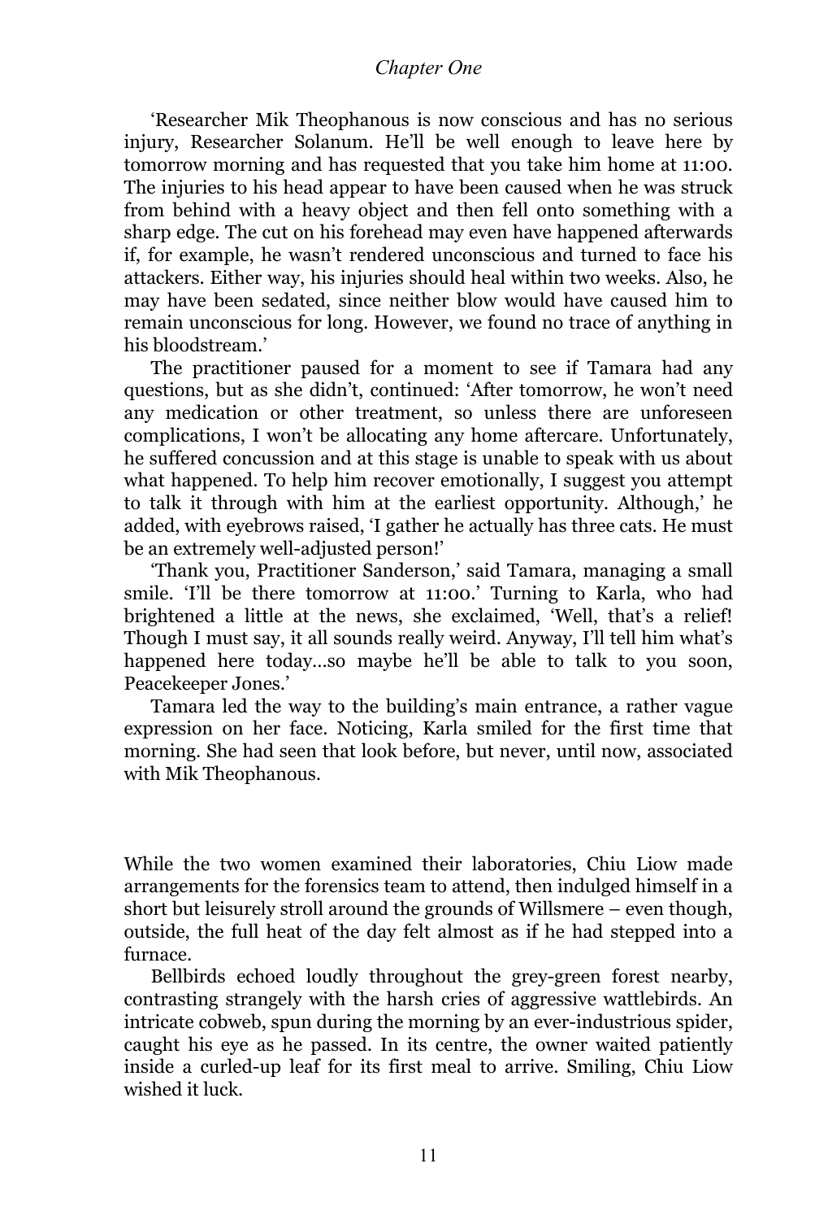'Researcher Mik Theophanous is now conscious and has no serious injury, Researcher Solanum. He'll be well enough to leave here by tomorrow morning and has requested that you take him home at 11:00. The injuries to his head appear to have been caused when he was struck from behind with a heavy object and then fell onto something with a sharp edge. The cut on his forehead may even have happened afterwards if, for example, he wasn't rendered unconscious and turned to face his attackers. Either way, his injuries should heal within two weeks. Also, he may have been sedated, since neither blow would have caused him to remain unconscious for long. However, we found no trace of anything in his bloodstream.'

The practitioner paused for a moment to see if Tamara had any questions, but as she didn't, continued: 'After tomorrow, he won't need any medication or other treatment, so unless there are unforeseen complications, I won't be allocating any home aftercare. Unfortunately, he suffered concussion and at this stage is unable to speak with us about what happened. To help him recover emotionally, I suggest you attempt to talk it through with him at the earliest opportunity. Although,' he added, with eyebrows raised, 'I gather he actually has three cats. He must be an extremely well-adjusted person!'

'Thank you, Practitioner Sanderson,' said Tamara, managing a small smile. 'I'll be there tomorrow at 11:00.' Turning to Karla, who had brightened a little at the news, she exclaimed, 'Well, that's a relief! Though I must say, it all sounds really weird. Anyway, I'll tell him what's happened here today…so maybe he'll be able to talk to you soon, Peacekeeper Jones.'

Tamara led the way to the building's main entrance, a rather vague expression on her face. Noticing, Karla smiled for the first time that morning. She had seen that look before, but never, until now, associated with Mik Theophanous.

While the two women examined their laboratories, Chiu Liow made arrangements for the forensics team to attend, then indulged himself in a short but leisurely stroll around the grounds of Willsmere – even though, outside, the full heat of the day felt almost as if he had stepped into a furnace.

Bellbirds echoed loudly throughout the grey-green forest nearby, contrasting strangely with the harsh cries of aggressive wattlebirds. An intricate cobweb, spun during the morning by an ever-industrious spider, caught his eye as he passed. In its centre, the owner waited patiently inside a curled-up leaf for its first meal to arrive. Smiling, Chiu Liow wished it luck.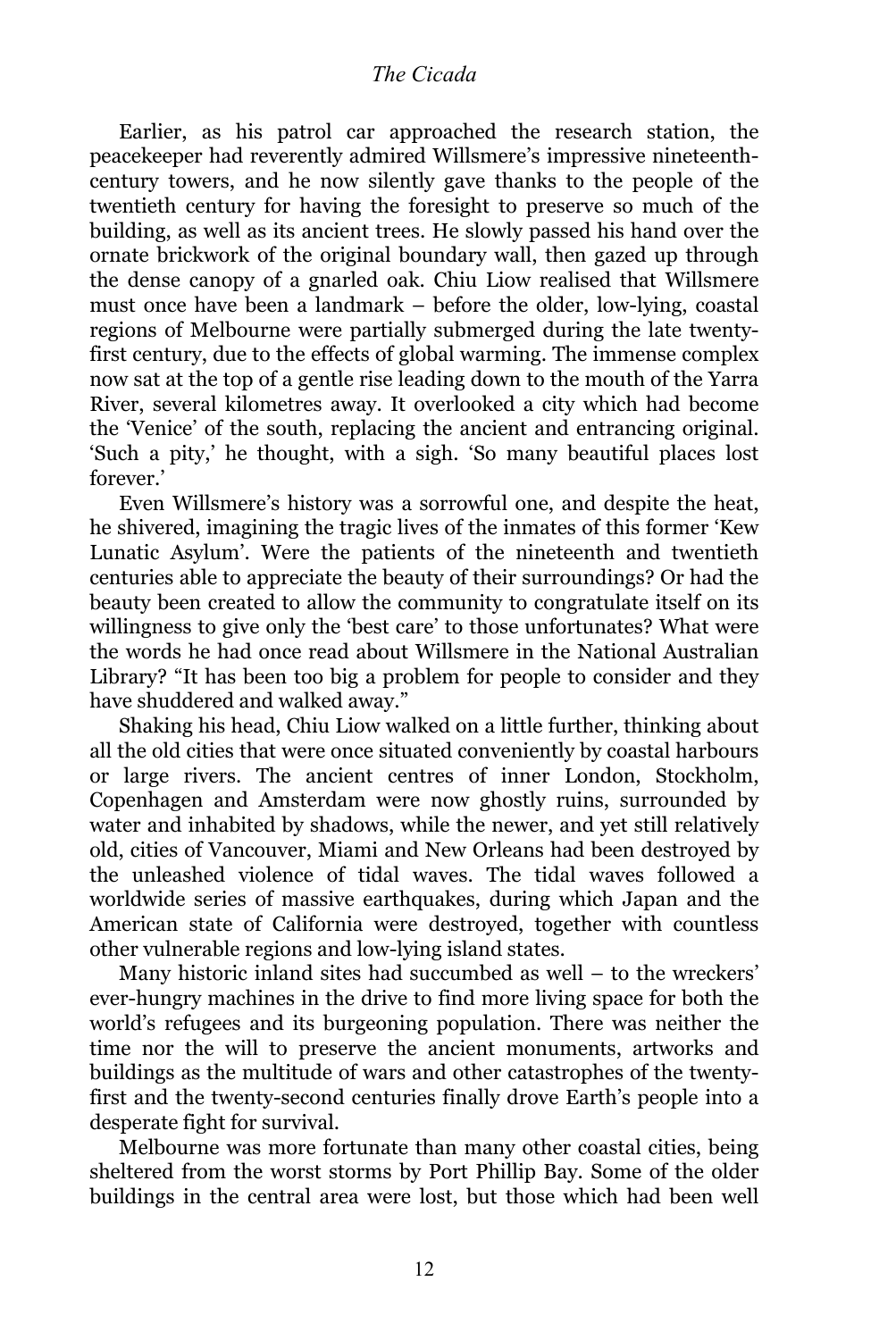Earlier, as his patrol car approached the research station, the peacekeeper had reverently admired Willsmere's impressive nineteenth-century towers, and he now silently gave thanks to the people of the twentieth century for having the foresight to preserve so much of the building, as well as its ancient trees. He slowly passed his hand over the ornate brickwork of the original boundary wall, then gazed up through the dense canopy of a gnarled oak. Chiu Liow realised that Willsmere must once have been a landmark – before the older, low-lying, coastal regions of Melbourne were partially submerged during the late twenty-first century, due to the effects of global warming. The immense complex now sat at the top of a gentle rise leading down to the mouth of the Yarra River, several kilometres away. It overlooked a city which had become the 'Venice' of the south, replacing the ancient and entrancing original. 'Such a pity,' he thought, with a sigh. 'So many beautiful places lost forever.'

Even Willsmere's history was a sorrowful one, and despite the heat, he shivered, imagining the tragic lives of the inmates of this former 'Kew Lunatic Asylum'. Were the patients of the nineteenth and twentieth centuries able to appreciate the beauty of their surroundings? Or had the beauty been created to allow the community to congratulate itself on its willingness to give only the 'best care' to those unfortunates? What were the words he had once read about Willsmere in the National Australian Library? "It has been too big a problem for people to consider and they have shuddered and walked away."

Shaking his head, Chiu Liow walked on a little further, thinking about all the old cities that were once situated conveniently by coastal harbours or large rivers. The ancient centres of inner London, Stockholm, Copenhagen and Amsterdam were now ghostly ruins, surrounded by water and inhabited by shadows, while the newer, and yet still relatively old, cities of Vancouver, Miami and New Orleans had been destroyed by the unleashed violence of tidal waves. The tidal waves followed a worldwide series of massive earthquakes, during which Japan and the American state of California were destroyed, together with countless other vulnerable regions and low-lying island states.

Many historic inland sites had succumbed as well – to the wreckers' ever-hungry machines in the drive to find more living space for both the world's refugees and its burgeoning population. There was neither the time nor the will to preserve the ancient monuments, artworks and buildings as the multitude of wars and other catastrophes of the twenty-first and the twenty-second centuries finally drove Earth's people into a desperate fight for survival.

Melbourne was more fortunate than many other coastal cities, being sheltered from the worst storms by Port Phillip Bay. Some of the older buildings in the central area were lost, but those which had been well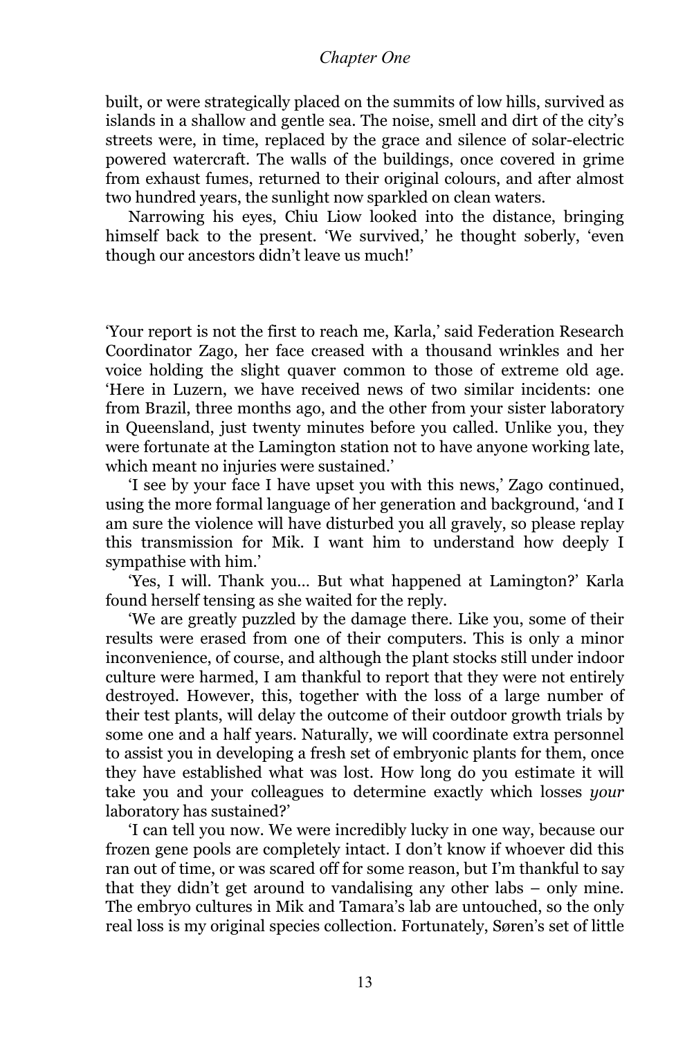built, or were strategically placed on the summits of low hills, survived as islands in a shallow and gentle sea. The noise, smell and dirt of the city's streets were, in time, replaced by the grace and silence of solar-electric powered watercraft. The walls of the buildings, once covered in grime from exhaust fumes, returned to their original colours, and after almost two hundred years, the sunlight now sparkled on clean waters.

Narrowing his eyes, Chiu Liow looked into the distance, bringing himself back to the present. 'We survived,' he thought soberly, 'even though our ancestors didn't leave us much!'

'Your report is not the first to reach me, Karla,' said Federation Research Coordinator Zago, her face creased with a thousand wrinkles and her voice holding the slight quaver common to those of extreme old age. 'Here in Luzern, we have received news of two similar incidents: one from Brazil, three months ago, and the other from your sister laboratory in Queensland, just twenty minutes before you called. Unlike you, they were fortunate at the Lamington station not to have anyone working late, which meant no injuries were sustained.'

'I see by your face I have upset you with this news,' Zago continued, using the more formal language of her generation and background, 'and I am sure the violence will have disturbed you all gravely, so please replay this transmission for Mik. I want him to understand how deeply I sympathise with him.'

'Yes, I will. Thank you... But what happened at Lamington?' Karla found herself tensing as she waited for the reply.

'We are greatly puzzled by the damage there. Like you, some of their results were erased from one of their computers. This is only a minor inconvenience, of course, and although the plant stocks still under indoor culture were harmed, I am thankful to report that they were not entirely destroyed. However, this, together with the loss of a large number of their test plants, will delay the outcome of their outdoor growth trials by some one and a half years. Naturally, we will coordinate extra personnel to assist you in developing a fresh set of embryonic plants for them, once they have established what was lost. How long do you estimate it will take you and your colleagues to determine exactly which losses *your* laboratory has sustained?'

'I can tell you now. We were incredibly lucky in one way, because our frozen gene pools are completely intact. I don't know if whoever did this ran out of time, or was scared off for some reason, but I'm thankful to say that they didn't get around to vandalising any other labs – only mine. The embryo cultures in Mik and Tamara's lab are untouched, so the only real loss is my original species collection. Fortunately, Søren's set of little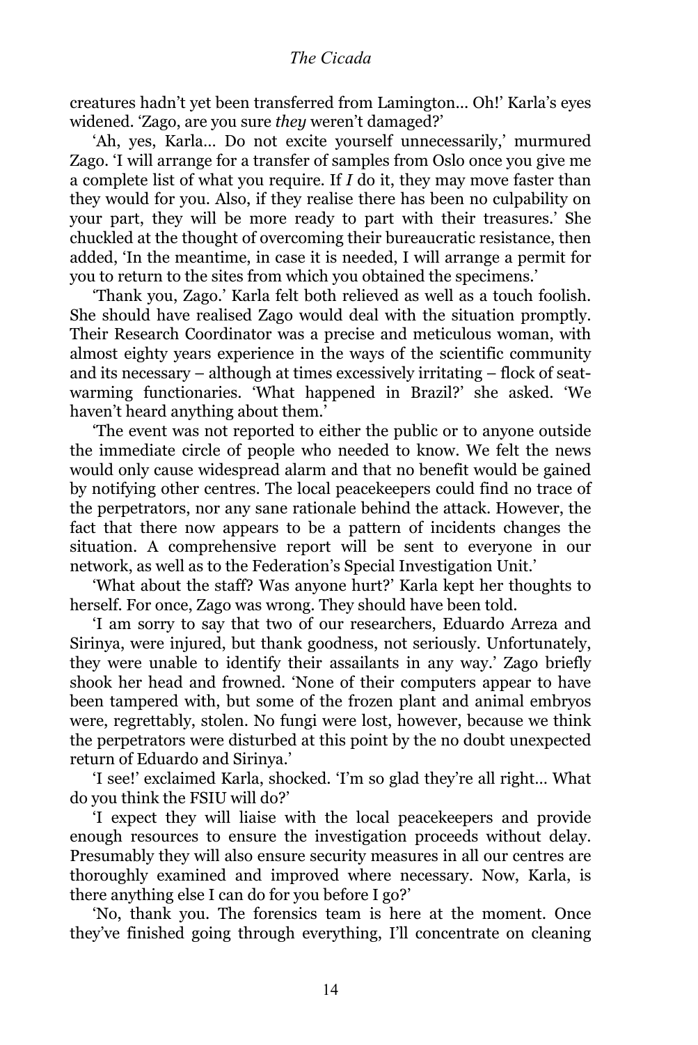creatures hadn't yet been transferred from Lamington... Oh!' Karla's eyes widened. 'Zago, are you sure *they* weren't damaged?'

'Ah, yes, Karla... Do not excite yourself unnecessarily,' murmured Zago. 'I will arrange for a transfer of samples from Oslo once you give me a complete list of what you require. If *I* do it, they may move faster than they would for you. Also, if they realise there has been no culpability on your part, they will be more ready to part with their treasures.' She chuckled at the thought of overcoming their bureaucratic resistance, then added, 'In the meantime, in case it is needed, I will arrange a permit for you to return to the sites from which you obtained the specimens.'

'Thank you, Zago.' Karla felt both relieved as well as a touch foolish. She should have realised Zago would deal with the situation promptly. Their Research Coordinator was a precise and meticulous woman, with almost eighty years experience in the ways of the scientific community and its necessary – although at times excessively irritating – flock of seat-warming functionaries. 'What happened in Brazil?' she asked. 'We haven't heard anything about them.'

'The event was not reported to either the public or to anyone outside the immediate circle of people who needed to know. We felt the news would only cause widespread alarm and that no benefit would be gained by notifying other centres. The local peacekeepers could find no trace of the perpetrators, nor any sane rationale behind the attack. However, the fact that there now appears to be a pattern of incidents changes the situation. A comprehensive report will be sent to everyone in our network, as well as to the Federation's Special Investigation Unit.'

'What about the staff? Was anyone hurt?' Karla kept her thoughts to herself. For once, Zago was wrong. They should have been told.

'I am sorry to say that two of our researchers, Eduardo Arreza and Sirinya, were injured, but thank goodness, not seriously. Unfortunately, they were unable to identify their assailants in any way.' Zago briefly shook her head and frowned. 'None of their computers appear to have been tampered with, but some of the frozen plant and animal embryos were, regrettably, stolen. No fungi were lost, however, because we think the perpetrators were disturbed at this point by the no doubt unexpected return of Eduardo and Sirinya.'

'I see!' exclaimed Karla, shocked. 'I'm so glad they're all right... What do you think the FSIU will do?'

'I expect they will liaise with the local peacekeepers and provide enough resources to ensure the investigation proceeds without delay. Presumably they will also ensure security measures in all our centres are thoroughly examined and improved where necessary. Now, Karla, is there anything else I can do for you before I go?'

'No, thank you. The forensics team is here at the moment. Once they've finished going through everything, I'll concentrate on cleaning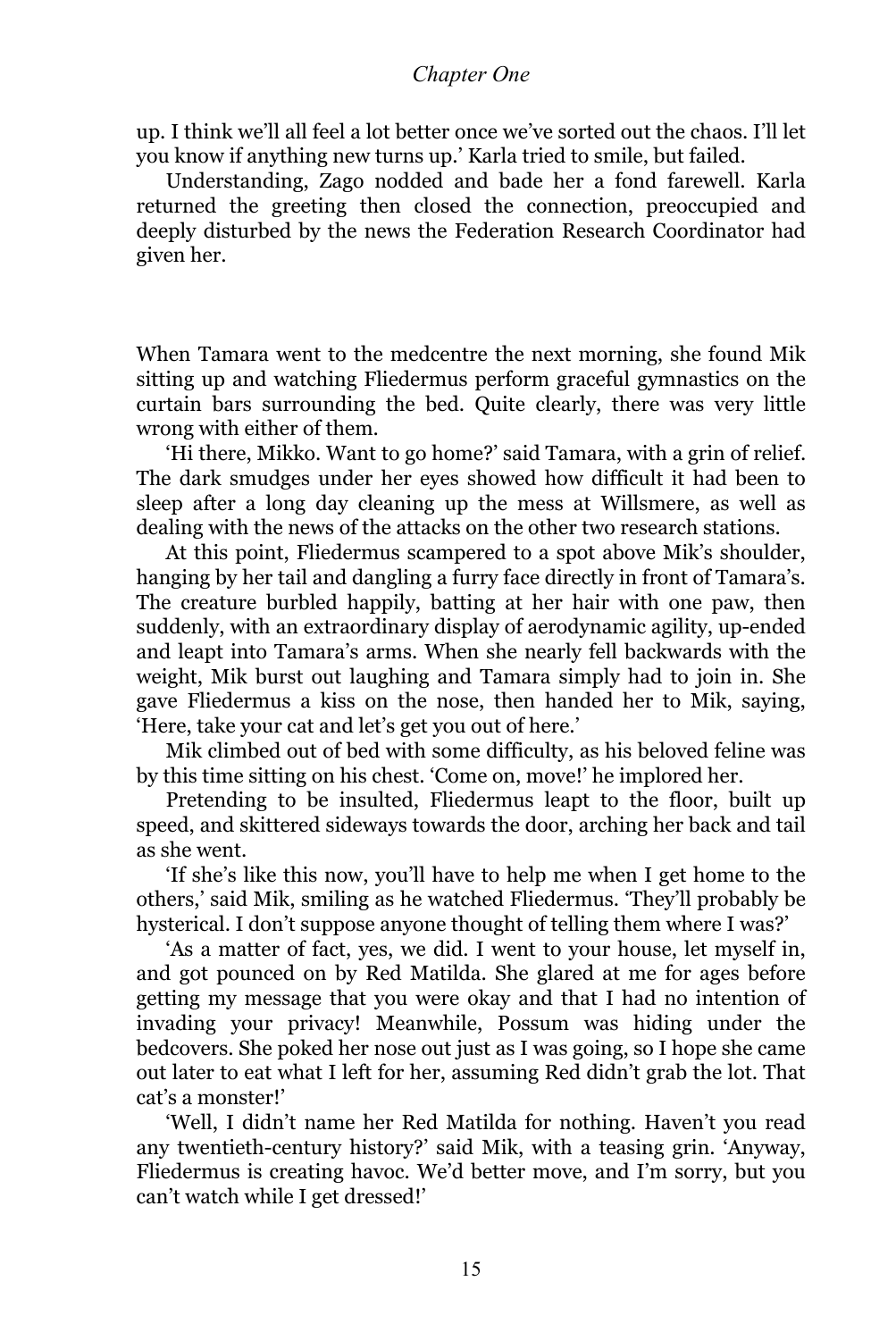up. I think we'll all feel a lot better once we've sorted out the chaos. I'll let you know if anything new turns up.' Karla tried to smile, but failed.

Understanding, Zago nodded and bade her a fond farewell. Karla returned the greeting then closed the connection, preoccupied and deeply disturbed by the news the Federation Research Coordinator had given her.

When Tamara went to the medcentre the next morning, she found Mik sitting up and watching Fliedermus perform graceful gymnastics on the curtain bars surrounding the bed. Quite clearly, there was very little wrong with either of them.

'Hi there, Mikko. Want to go home?' said Tamara, with a grin of relief. The dark smudges under her eyes showed how difficult it had been to sleep after a long day cleaning up the mess at Willsmere, as well as dealing with the news of the attacks on the other two research stations.

At this point, Fliedermus scampered to a spot above Mik's shoulder, hanging by her tail and dangling a furry face directly in front of Tamara's. The creature burbled happily, batting at her hair with one paw, then suddenly, with an extraordinary display of aerodynamic agility, up-ended and leapt into Tamara's arms. When she nearly fell backwards with the weight, Mik burst out laughing and Tamara simply had to join in. She gave Fliedermus a kiss on the nose, then handed her to Mik, saying, 'Here, take your cat and let's get you out of here.'

Mik climbed out of bed with some difficulty, as his beloved feline was by this time sitting on his chest. 'Come on, move!' he implored her.

Pretending to be insulted, Fliedermus leapt to the floor, built up speed, and skittered sideways towards the door, arching her back and tail as she went.

'If she's like this now, you'll have to help me when I get home to the others,' said Mik, smiling as he watched Fliedermus. 'They'll probably be hysterical. I don't suppose anyone thought of telling them where I was?'

'As a matter of fact, yes, we did. I went to your house, let myself in, and got pounced on by Red Matilda. She glared at me for ages before getting my message that you were okay and that I had no intention of invading your privacy! Meanwhile, Possum was hiding under the bedcovers. She poked her nose out just as I was going, so I hope she came out later to eat what I left for her, assuming Red didn't grab the lot. That cat's a monster!'

'Well, I didn't name her Red Matilda for nothing. Haven't you read any twentieth-century history?' said Mik, with a teasing grin. 'Anyway, Fliedermus is creating havoc. We'd better move, and I'm sorry, but you can't watch while I get dressed!'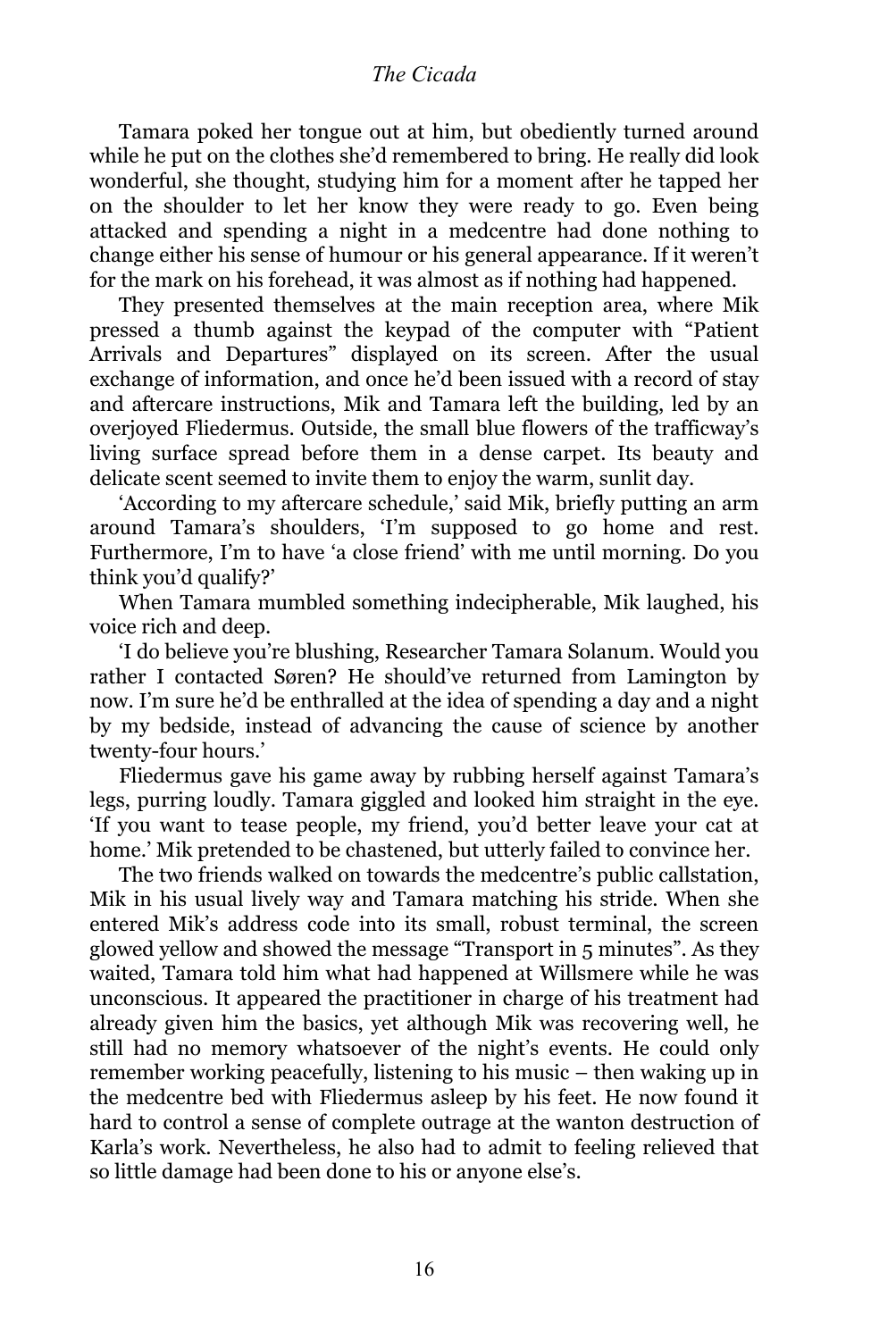Tamara poked her tongue out at him, but obediently turned around while he put on the clothes she'd remembered to bring. He really did look wonderful, she thought, studying him for a moment after he tapped her on the shoulder to let her know they were ready to go. Even being attacked and spending a night in a medcentre had done nothing to change either his sense of humour or his general appearance. If it weren't for the mark on his forehead, it was almost as if nothing had happened.

They presented themselves at the main reception area, where Mik pressed a thumb against the keypad of the computer with "Patient Arrivals and Departures" displayed on its screen. After the usual exchange of information, and once he'd been issued with a record of stay and aftercare instructions, Mik and Tamara left the building, led by an overjoyed Fliedermus. Outside, the small blue flowers of the trafficway's living surface spread before them in a dense carpet. Its beauty and delicate scent seemed to invite them to enjoy the warm, sunlit day.

'According to my aftercare schedule,' said Mik, briefly putting an arm around Tamara's shoulders, 'I'm supposed to go home and rest. Furthermore, I'm to have 'a close friend' with me until morning. Do you think you'd qualify?'

When Tamara mumbled something indecipherable, Mik laughed, his voice rich and deep.

'I do believe you're blushing, Researcher Tamara Solanum. Would you rather I contacted Søren? He should've returned from Lamington by now. I'm sure he'd be enthralled at the idea of spending a day and a night by my bedside, instead of advancing the cause of science by another twenty-four hours.'

Fliedermus gave his game away by rubbing herself against Tamara's legs, purring loudly. Tamara giggled and looked him straight in the eye. 'If you want to tease people, my friend, you'd better leave your cat at home.' Mik pretended to be chastened, but utterly failed to convince her.

The two friends walked on towards the medcentre's public callstation, Mik in his usual lively way and Tamara matching his stride. When she entered Mik's address code into its small, robust terminal, the screen glowed yellow and showed the message "Transport in 5 minutes". As they waited, Tamara told him what had happened at Willsmere while he was unconscious. It appeared the practitioner in charge of his treatment had already given him the basics, yet although Mik was recovering well, he still had no memory whatsoever of the night's events. He could only remember working peacefully, listening to his music – then waking up in the medcentre bed with Fliedermus asleep by his feet. He now found it hard to control a sense of complete outrage at the wanton destruction of Karla's work. Nevertheless, he also had to admit to feeling relieved that so little damage had been done to his or anyone else's.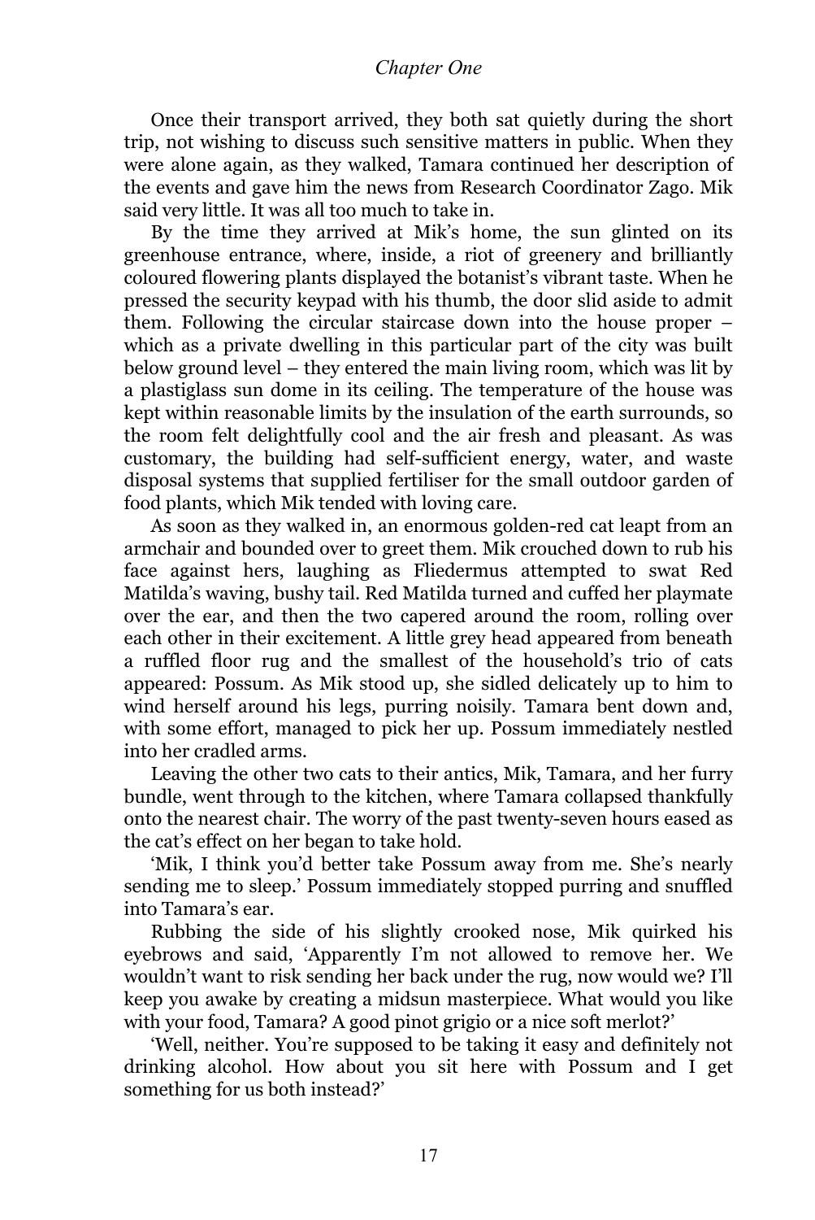Once their transport arrived, they both sat quietly during the short trip, not wishing to discuss such sensitive matters in public. When they were alone again, as they walked, Tamara continued her description of the events and gave him the news from Research Coordinator Zago. Mik said very little. It was all too much to take in.

By the time they arrived at Mik's home, the sun glinted on its greenhouse entrance, where, inside, a riot of greenery and brilliantly coloured flowering plants displayed the botanist's vibrant taste. When he pressed the security keypad with his thumb, the door slid aside to admit them. Following the circular staircase down into the house proper – which as a private dwelling in this particular part of the city was built below ground level – they entered the main living room, which was lit by a plastiglass sun dome in its ceiling. The temperature of the house was kept within reasonable limits by the insulation of the earth surrounds, so the room felt delightfully cool and the air fresh and pleasant. As was customary, the building had self-sufficient energy, water, and waste disposal systems that supplied fertiliser for the small outdoor garden of food plants, which Mik tended with loving care.

As soon as they walked in, an enormous golden-red cat leapt from an armchair and bounded over to greet them. Mik crouched down to rub his face against hers, laughing as Fliedermus attempted to swat Red Matilda's waving, bushy tail. Red Matilda turned and cuffed her playmate over the ear, and then the two capered around the room, rolling over each other in their excitement. A little grey head appeared from beneath a ruffled floor rug and the smallest of the household's trio of cats appeared: Possum. As Mik stood up, she sidled delicately up to him to wind herself around his legs, purring noisily. Tamara bent down and, with some effort, managed to pick her up. Possum immediately nestled into her cradled arms.

Leaving the other two cats to their antics, Mik, Tamara, and her furry bundle, went through to the kitchen, where Tamara collapsed thankfully onto the nearest chair. The worry of the past twenty-seven hours eased as the cat's effect on her began to take hold.

'Mik, I think you'd better take Possum away from me. She's nearly sending me to sleep.' Possum immediately stopped purring and snuffled into Tamara's ear.

Rubbing the side of his slightly crooked nose, Mik quirked his eyebrows and said, 'Apparently I'm not allowed to remove her. We wouldn't want to risk sending her back under the rug, now would we? I'll keep you awake by creating a midsun masterpiece. What would you like with your food, Tamara? A good pinot grigio or a nice soft merlot?'

'Well, neither. You're supposed to be taking it easy and definitely not drinking alcohol. How about you sit here with Possum and I get something for us both instead?'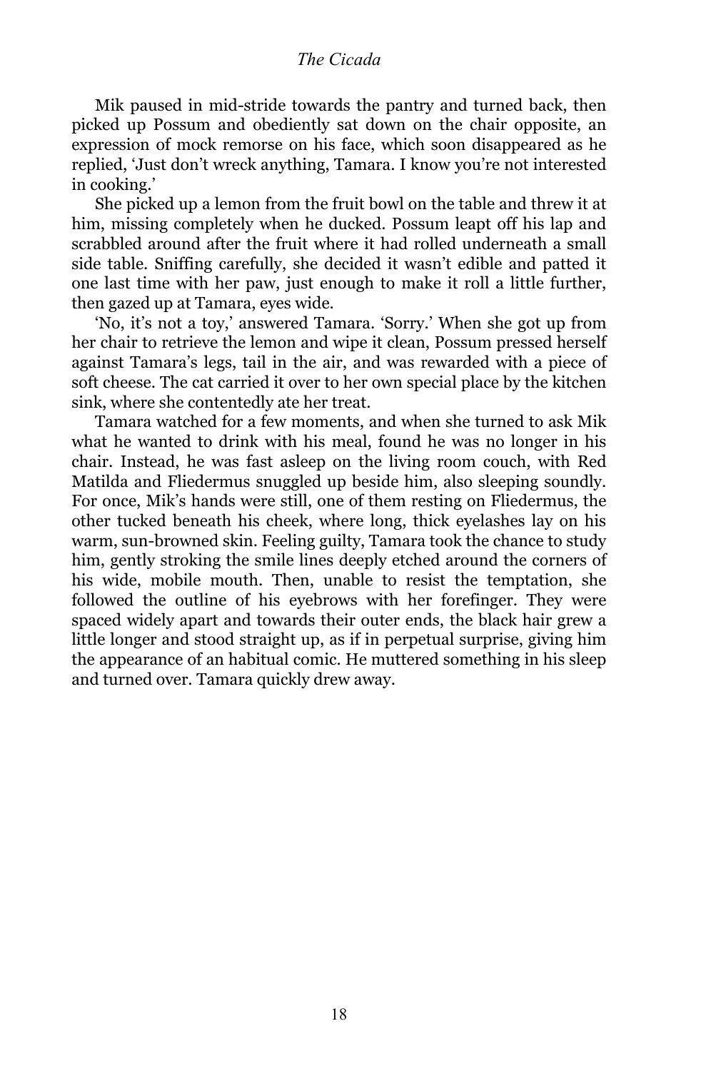Mik paused in mid-stride towards the pantry and turned back, then picked up Possum and obediently sat down on the chair opposite, an expression of mock remorse on his face, which soon disappeared as he replied, 'Just don't wreck anything, Tamara. I know you're not interested in cooking.'

She picked up a lemon from the fruit bowl on the table and threw it at him, missing completely when he ducked. Possum leapt off his lap and scrabbled around after the fruit where it had rolled underneath a small side table. Sniffing carefully, she decided it wasn't edible and patted it one last time with her paw, just enough to make it roll a little further, then gazed up at Tamara, eyes wide.

'No, it's not a toy,' answered Tamara. 'Sorry.' When she got up from her chair to retrieve the lemon and wipe it clean, Possum pressed herself against Tamara's legs, tail in the air, and was rewarded with a piece of soft cheese. The cat carried it over to her own special place by the kitchen sink, where she contentedly ate her treat.

Tamara watched for a few moments, and when she turned to ask Mik what he wanted to drink with his meal, found he was no longer in his chair. Instead, he was fast asleep on the living room couch, with Red Matilda and Fliedermus snuggled up beside him, also sleeping soundly. For once, Mik's hands were still, one of them resting on Fliedermus, the other tucked beneath his cheek, where long, thick eyelashes lay on his warm, sun-browned skin. Feeling guilty, Tamara took the chance to study him, gently stroking the smile lines deeply etched around the corners of his wide, mobile mouth. Then, unable to resist the temptation, she followed the outline of his eyebrows with her forefinger. They were spaced widely apart and towards their outer ends, the black hair grew a little longer and stood straight up, as if in perpetual surprise, giving him the appearance of an habitual comic. He muttered something in his sleep and turned over. Tamara quickly drew away.